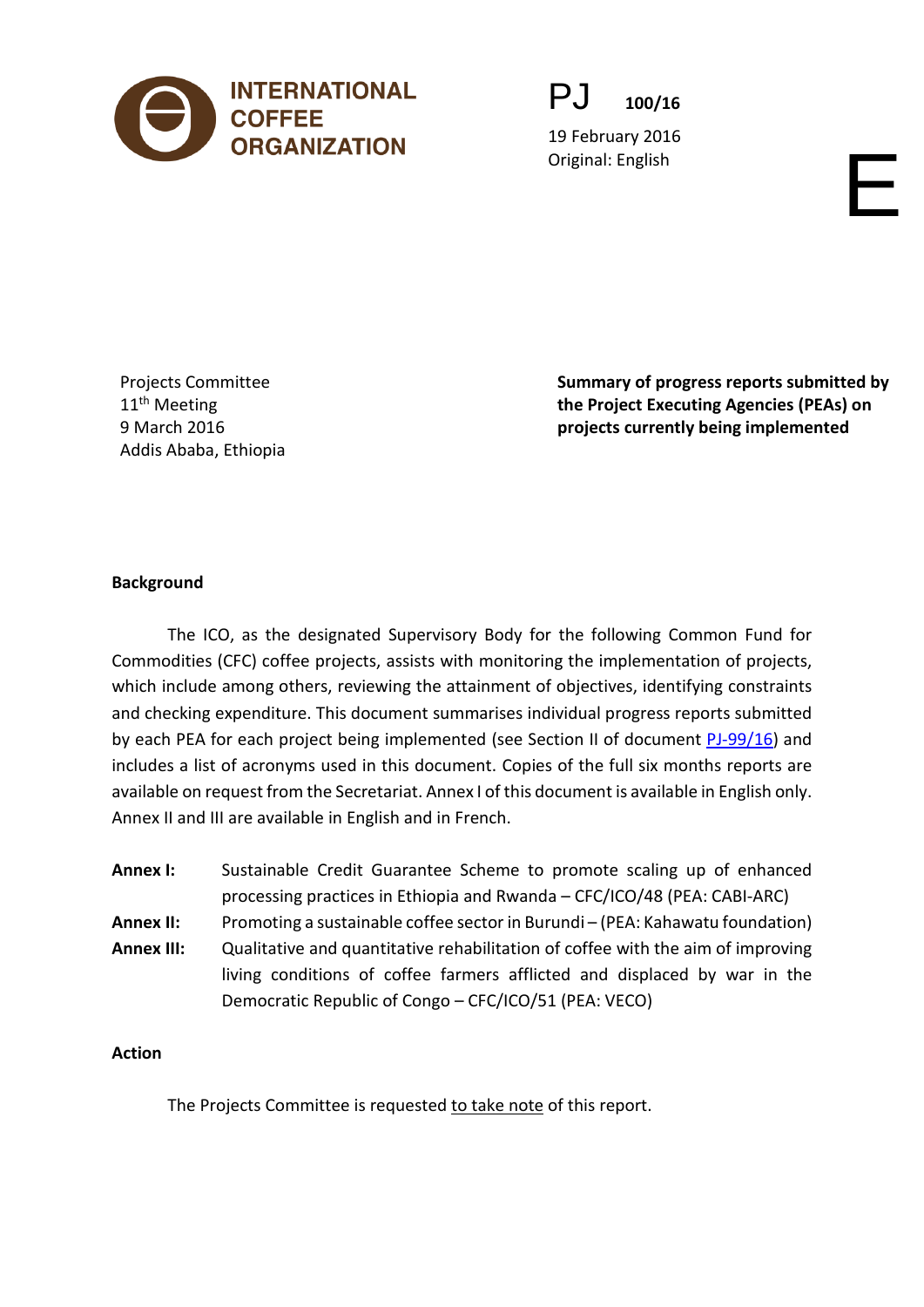INTERNATIONAL COFFEE ORGANIZATION

PJ 100/16

19 February 2016
Original: English

E

Projects Committee
11th Meeting
9 March 2016
Addis Ababa, Ethiopia

**Summary of progress reports submitted by the Project Executing Agencies (PEAs) on projects currently being implemented**

**Background**

The ICO, as the designated Supervisory Body for the following Common Fund for Commodities (CFC) coffee projects, assists with monitoring the implementation of projects, which include among others, reviewing the attainment of objectives, identifying constraints and checking expenditure. This document summarises individual progress reports submitted by each PEA for each project being implemented (see Section II of document PJ-99/16) and includes a list of acronyms used in this document. Copies of the full six months reports are available on request from the Secretariat. Annex I of this document is available in English only. Annex II and III are available in English and in French.

**Annex I:** Sustainable Credit Guarantee Scheme to promote scaling up of enhanced processing practices in Ethiopia and Rwanda – CFC/ICO/48 (PEA: CABI-ARC)

**Annex II:** Promoting a sustainable coffee sector in Burundi – (PEA: Kahawatu foundation)

**Annex III:** Qualitative and quantitative rehabilitation of coffee with the aim of improving living conditions of coffee farmers afflicted and displaced by war in the Democratic Republic of Congo – CFC/ICO/51 (PEA: VECO)

**Action**

The Projects Committee is requested to take note of this report.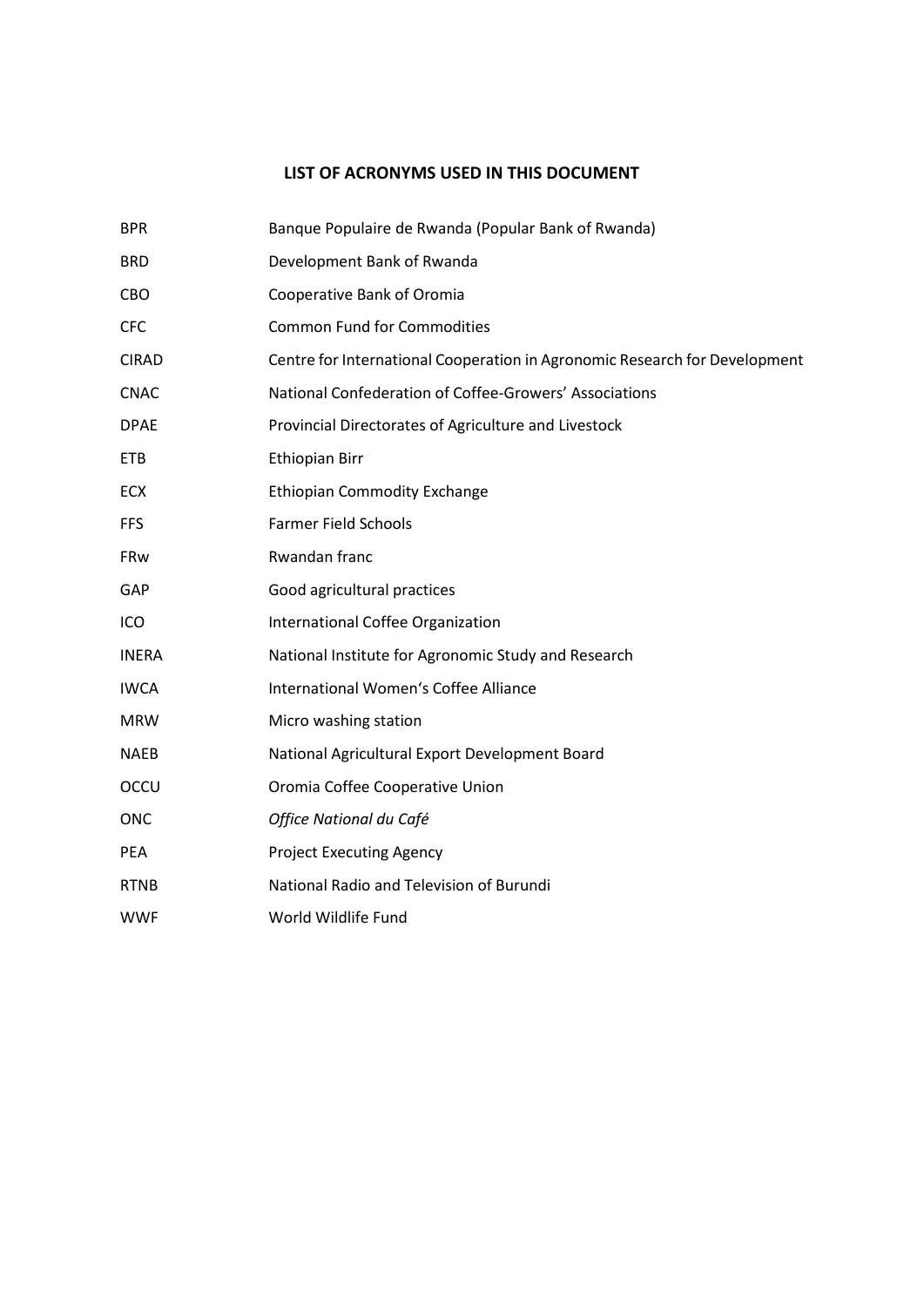## LIST OF ACRONYMS USED IN THIS DOCUMENT

| | |
|---|---|
| BPR | Banque Populaire de Rwanda (Popular Bank of Rwanda) |
| BRD | Development Bank of Rwanda |
| CBO | Cooperative Bank of Oromia |
| CFC | Common Fund for Commodities |
| CIRAD | Centre for International Cooperation in Agronomic Research for Development |
| CNAC | National Confederation of Coffee-Growers' Associations |
| DPAE | Provincial Directorates of Agriculture and Livestock |
| ETB | Ethiopian Birr |
| ECX | Ethiopian Commodity Exchange |
| FFS | Farmer Field Schools |
| FRw | Rwandan franc |
| GAP | Good agricultural practices |
| ICO | International Coffee Organization |
| INERA | National Institute for Agronomic Study and Research |
| IWCA | International Women's Coffee Alliance |
| MRW | Micro washing station |
| NAEB | National Agricultural Export Development Board |
| OCCU | Oromia Coffee Cooperative Union |
| ONC | *Office National du Café* |
| PEA | Project Executing Agency |
| RTNB | National Radio and Television of Burundi |
| WWF | World Wildlife Fund |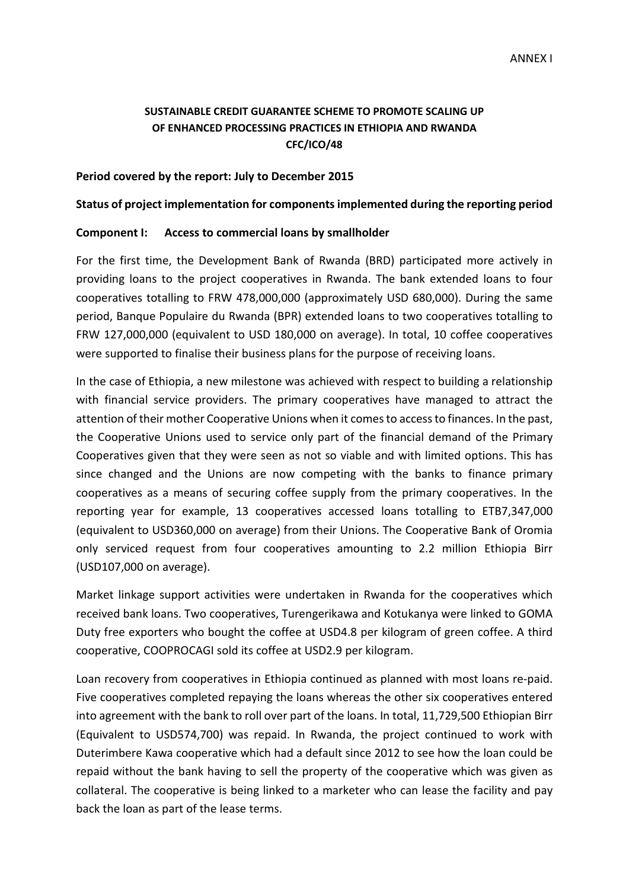ANNEX I

**SUSTAINABLE CREDIT GUARANTEE SCHEME TO PROMOTE SCALING UP OF ENHANCED PROCESSING PRACTICES IN ETHIOPIA AND RWANDA CFC/ICO/48**

**Period covered by the report: July to December 2015**

**Status of project implementation for components implemented during the reporting period**

**Component I: Access to commercial loans by smallholder**

For the first time, the Development Bank of Rwanda (BRD) participated more actively in providing loans to the project cooperatives in Rwanda. The bank extended loans to four cooperatives totalling to FRW 478,000,000 (approximately USD 680,000). During the same period, Banque Populaire du Rwanda (BPR) extended loans to two cooperatives totalling to FRW 127,000,000 (equivalent to USD 180,000 on average). In total, 10 coffee cooperatives were supported to finalise their business plans for the purpose of receiving loans.

In the case of Ethiopia, a new milestone was achieved with respect to building a relationship with financial service providers. The primary cooperatives have managed to attract the attention of their mother Cooperative Unions when it comes to access to finances. In the past, the Cooperative Unions used to service only part of the financial demand of the Primary Cooperatives given that they were seen as not so viable and with limited options. This has since changed and the Unions are now competing with the banks to finance primary cooperatives as a means of securing coffee supply from the primary cooperatives. In the reporting year for example, 13 cooperatives accessed loans totalling to ETB7,347,000 (equivalent to USD360,000 on average) from their Unions. The Cooperative Bank of Oromia only serviced request from four cooperatives amounting to 2.2 million Ethiopia Birr (USD107,000 on average).

Market linkage support activities were undertaken in Rwanda for the cooperatives which received bank loans. Two cooperatives, Turengerikawa and Kotukanya were linked to GOMA Duty free exporters who bought the coffee at USD4.8 per kilogram of green coffee. A third cooperative, COOPROCAGI sold its coffee at USD2.9 per kilogram.

Loan recovery from cooperatives in Ethiopia continued as planned with most loans re-paid. Five cooperatives completed repaying the loans whereas the other six cooperatives entered into agreement with the bank to roll over part of the loans. In total, 11,729,500 Ethiopian Birr (Equivalent to USD574,700) was repaid. In Rwanda, the project continued to work with Duterimbere Kawa cooperative which had a default since 2012 to see how the loan could be repaid without the bank having to sell the property of the cooperative which was given as collateral. The cooperative is being linked to a marketer who can lease the facility and pay back the loan as part of the lease terms.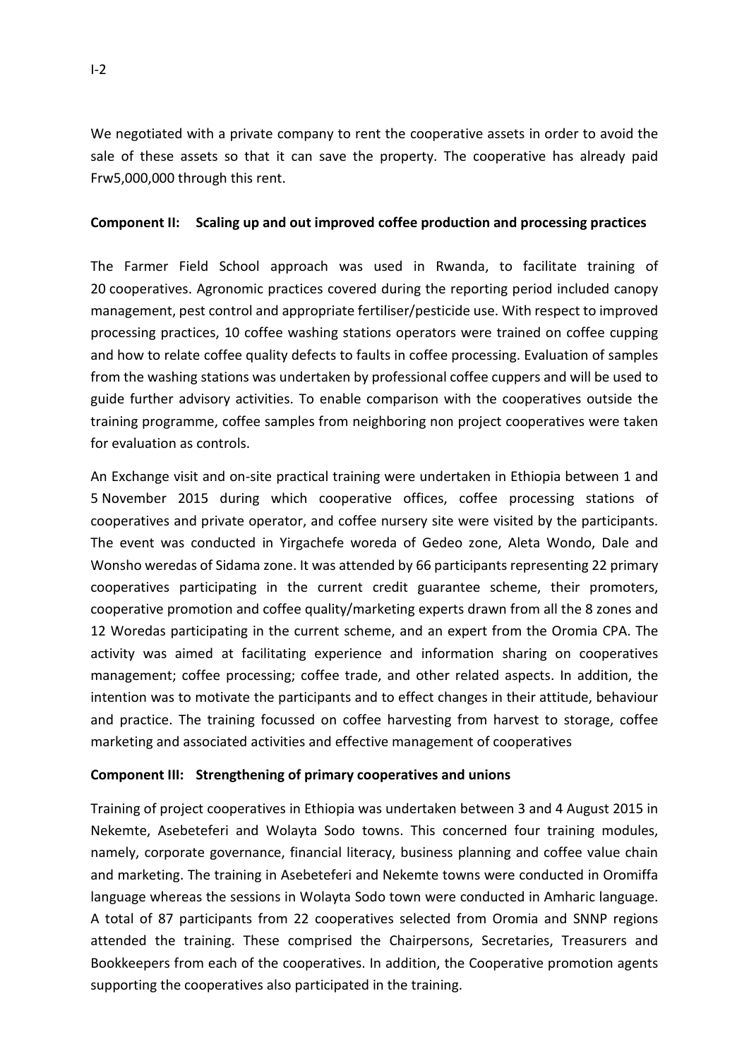We negotiated with a private company to rent the cooperative assets in order to avoid the sale of these assets so that it can save the property. The cooperative has already paid Frw5,000,000 through this rent.

**Component II: Scaling up and out improved coffee production and processing practices**

The Farmer Field School approach was used in Rwanda, to facilitate training of 20 cooperatives. Agronomic practices covered during the reporting period included canopy management, pest control and appropriate fertiliser/pesticide use. With respect to improved processing practices, 10 coffee washing stations operators were trained on coffee cupping and how to relate coffee quality defects to faults in coffee processing. Evaluation of samples from the washing stations was undertaken by professional coffee cuppers and will be used to guide further advisory activities. To enable comparison with the cooperatives outside the training programme, coffee samples from neighboring non project cooperatives were taken for evaluation as controls.

An Exchange visit and on-site practical training were undertaken in Ethiopia between 1 and 5 November 2015 during which cooperative offices, coffee processing stations of cooperatives and private operator, and coffee nursery site were visited by the participants. The event was conducted in Yirgachefe woreda of Gedeo zone, Aleta Wondo, Dale and Wonsho weredas of Sidama zone. It was attended by 66 participants representing 22 primary cooperatives participating in the current credit guarantee scheme, their promoters, cooperative promotion and coffee quality/marketing experts drawn from all the 8 zones and 12 Woredas participating in the current scheme, and an expert from the Oromia CPA. The activity was aimed at facilitating experience and information sharing on cooperatives management; coffee processing; coffee trade, and other related aspects. In addition, the intention was to motivate the participants and to effect changes in their attitude, behaviour and practice. The training focussed on coffee harvesting from harvest to storage, coffee marketing and associated activities and effective management of cooperatives

**Component III: Strengthening of primary cooperatives and unions**

Training of project cooperatives in Ethiopia was undertaken between 3 and 4 August 2015 in Nekemte, Asebeteferi and Wolayta Sodo towns. This concerned four training modules, namely, corporate governance, financial literacy, business planning and coffee value chain and marketing. The training in Asebeteferi and Nekemte towns were conducted in Oromiffa language whereas the sessions in Wolayta Sodo town were conducted in Amharic language. A total of 87 participants from 22 cooperatives selected from Oromia and SNNP regions attended the training. These comprised the Chairpersons, Secretaries, Treasurers and Bookkeepers from each of the cooperatives. In addition, the Cooperative promotion agents supporting the cooperatives also participated in the training.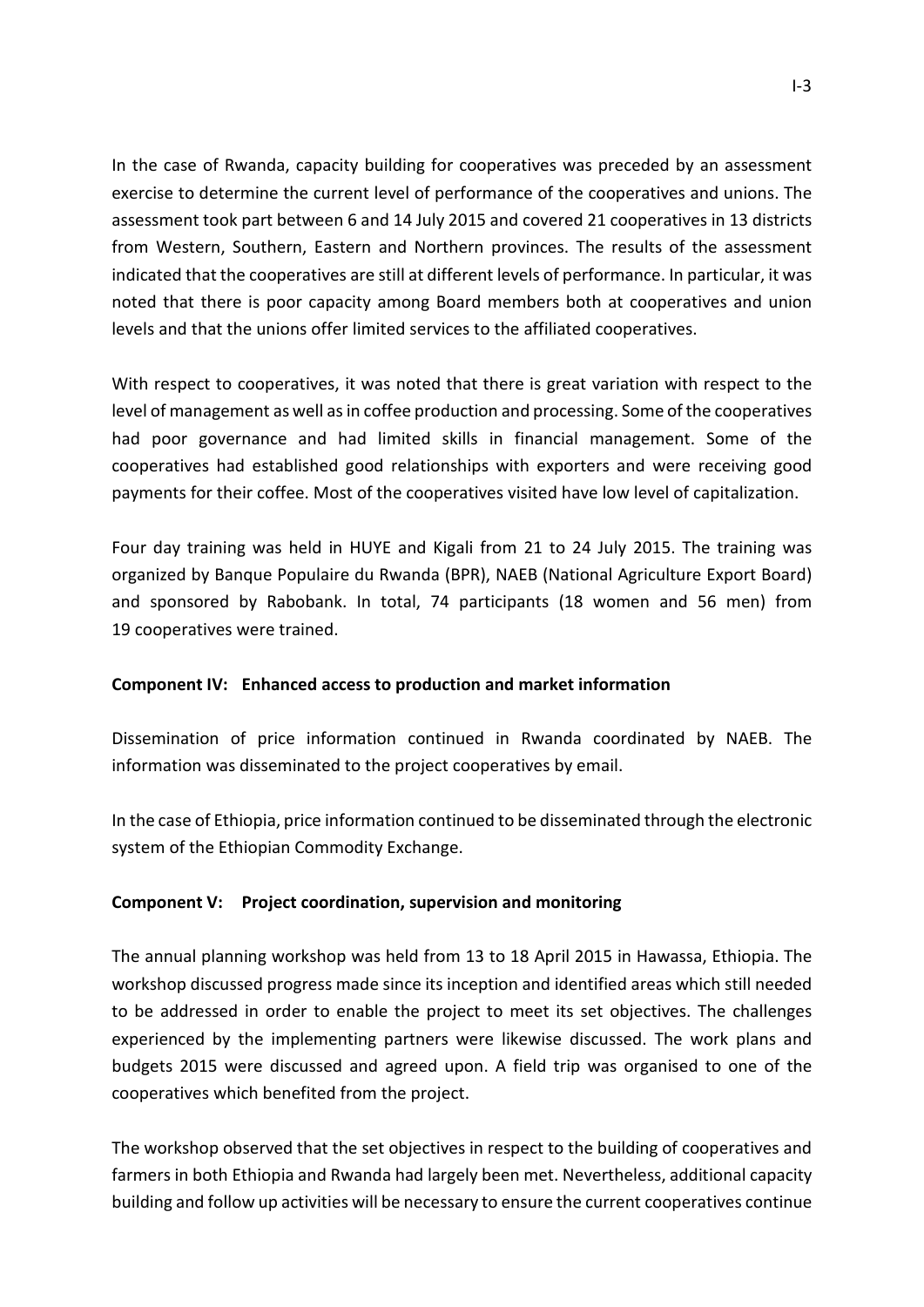In the case of Rwanda, capacity building for cooperatives was preceded by an assessment exercise to determine the current level of performance of the cooperatives and unions. The assessment took part between 6 and 14 July 2015 and covered 21 cooperatives in 13 districts from Western, Southern, Eastern and Northern provinces. The results of the assessment indicated that the cooperatives are still at different levels of performance. In particular, it was noted that there is poor capacity among Board members both at cooperatives and union levels and that the unions offer limited services to the affiliated cooperatives.

With respect to cooperatives, it was noted that there is great variation with respect to the level of management as well as in coffee production and processing. Some of the cooperatives had poor governance and had limited skills in financial management. Some of the cooperatives had established good relationships with exporters and were receiving good payments for their coffee. Most of the cooperatives visited have low level of capitalization.

Four day training was held in HUYE and Kigali from 21 to 24 July 2015. The training was organized by Banque Populaire du Rwanda (BPR), NAEB (National Agriculture Export Board) and sponsored by Rabobank. In total, 74 participants (18 women and 56 men) from 19 cooperatives were trained.

**Component IV: Enhanced access to production and market information**

Dissemination of price information continued in Rwanda coordinated by NAEB. The information was disseminated to the project cooperatives by email.

In the case of Ethiopia, price information continued to be disseminated through the electronic system of the Ethiopian Commodity Exchange.

**Component V: Project coordination, supervision and monitoring**

The annual planning workshop was held from 13 to 18 April 2015 in Hawassa, Ethiopia. The workshop discussed progress made since its inception and identified areas which still needed to be addressed in order to enable the project to meet its set objectives. The challenges experienced by the implementing partners were likewise discussed. The work plans and budgets 2015 were discussed and agreed upon. A field trip was organised to one of the cooperatives which benefited from the project.

The workshop observed that the set objectives in respect to the building of cooperatives and farmers in both Ethiopia and Rwanda had largely been met. Nevertheless, additional capacity building and follow up activities will be necessary to ensure the current cooperatives continue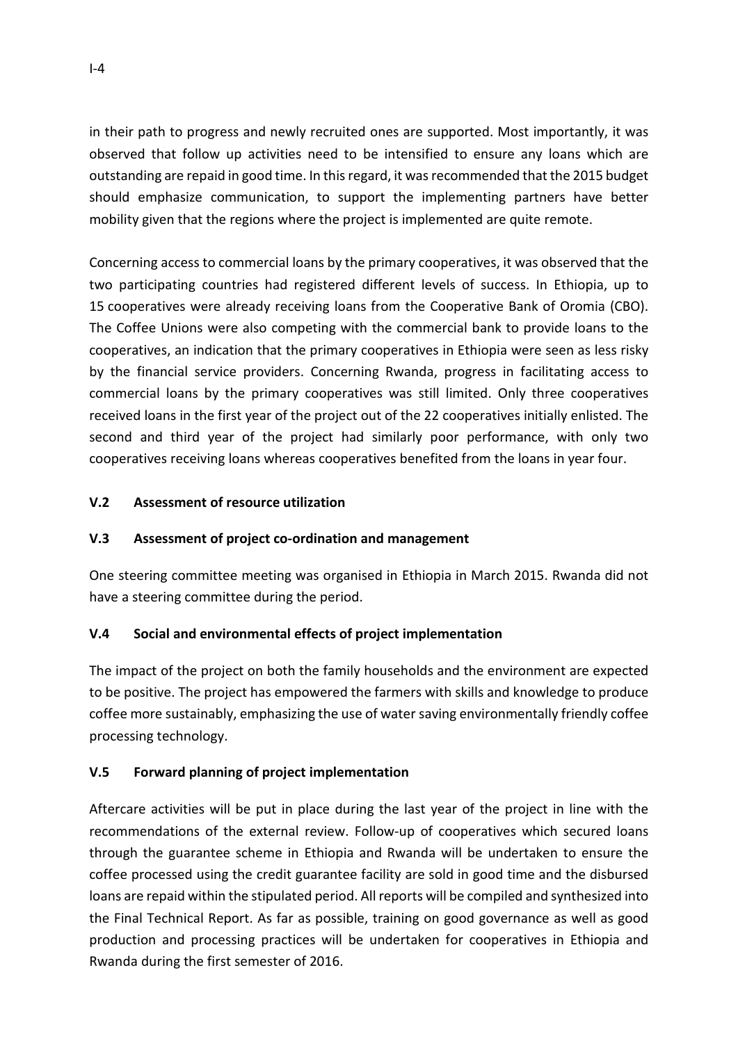in their path to progress and newly recruited ones are supported. Most importantly, it was observed that follow up activities need to be intensified to ensure any loans which are outstanding are repaid in good time. In this regard, it was recommended that the 2015 budget should emphasize communication, to support the implementing partners have better mobility given that the regions where the project is implemented are quite remote.

Concerning access to commercial loans by the primary cooperatives, it was observed that the two participating countries had registered different levels of success. In Ethiopia, up to 15 cooperatives were already receiving loans from the Cooperative Bank of Oromia (CBO). The Coffee Unions were also competing with the commercial bank to provide loans to the cooperatives, an indication that the primary cooperatives in Ethiopia were seen as less risky by the financial service providers. Concerning Rwanda, progress in facilitating access to commercial loans by the primary cooperatives was still limited. Only three cooperatives received loans in the first year of the project out of the 22 cooperatives initially enlisted. The second and third year of the project had similarly poor performance, with only two cooperatives receiving loans whereas cooperatives benefited from the loans in year four.

### V.2 Assessment of resource utilization

### V.3 Assessment of project co-ordination and management

One steering committee meeting was organised in Ethiopia in March 2015. Rwanda did not have a steering committee during the period.

### V.4 Social and environmental effects of project implementation

The impact of the project on both the family households and the environment are expected to be positive. The project has empowered the farmers with skills and knowledge to produce coffee more sustainably, emphasizing the use of water saving environmentally friendly coffee processing technology.

### V.5 Forward planning of project implementation

Aftercare activities will be put in place during the last year of the project in line with the recommendations of the external review. Follow-up of cooperatives which secured loans through the guarantee scheme in Ethiopia and Rwanda will be undertaken to ensure the coffee processed using the credit guarantee facility are sold in good time and the disbursed loans are repaid within the stipulated period. All reports will be compiled and synthesized into the Final Technical Report. As far as possible, training on good governance as well as good production and processing practices will be undertaken for cooperatives in Ethiopia and Rwanda during the first semester of 2016.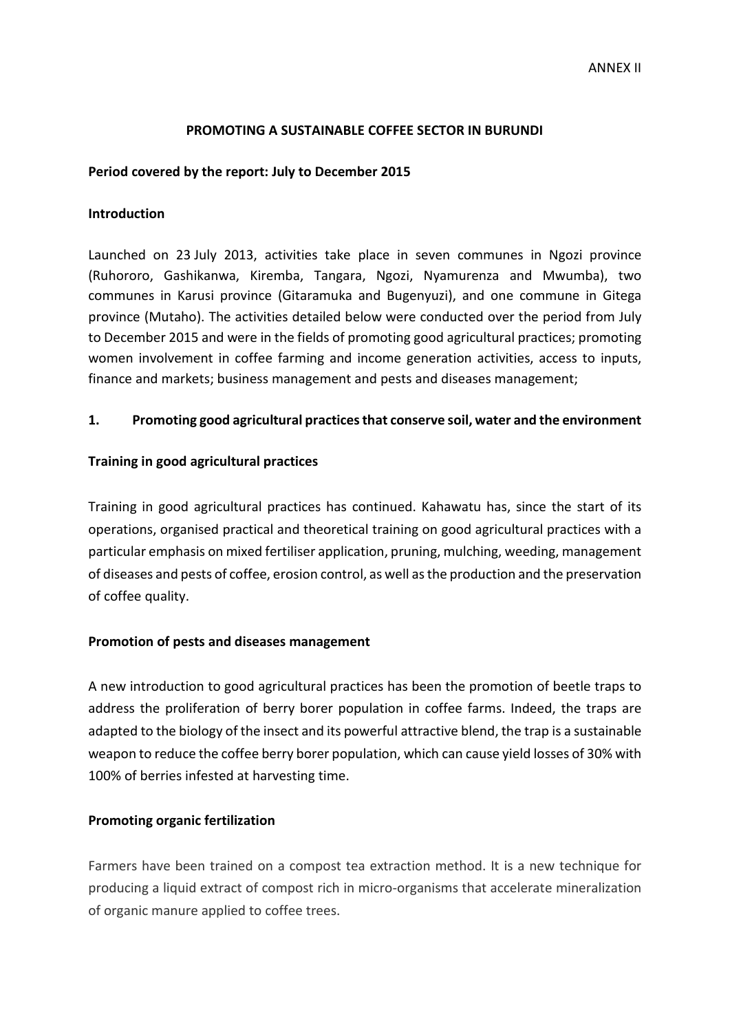ANNEX II

**PROMOTING A SUSTAINABLE COFFEE SECTOR IN BURUNDI**

**Period covered by the report: July to December 2015**

**Introduction**

Launched on 23 July 2013, activities take place in seven communes in Ngozi province (Ruhororo, Gashikanwa, Kiremba, Tangara, Ngozi, Nyamurenza and Mwumba), two communes in Karusi province (Gitaramuka and Bugenyuzi), and one commune in Gitega province (Mutaho). The activities detailed below were conducted over the period from July to December 2015 and were in the fields of promoting good agricultural practices; promoting women involvement in coffee farming and income generation activities, access to inputs, finance and markets; business management and pests and diseases management;

## 1. Promoting good agricultural practices that conserve soil, water and the environment

**Training in good agricultural practices**

Training in good agricultural practices has continued. Kahawatu has, since the start of its operations, organised practical and theoretical training on good agricultural practices with a particular emphasis on mixed fertiliser application, pruning, mulching, weeding, management of diseases and pests of coffee, erosion control, as well as the production and the preservation of coffee quality.

**Promotion of pests and diseases management**

A new introduction to good agricultural practices has been the promotion of beetle traps to address the proliferation of berry borer population in coffee farms. Indeed, the traps are adapted to the biology of the insect and its powerful attractive blend, the trap is a sustainable weapon to reduce the coffee berry borer population, which can cause yield losses of 30% with 100% of berries infested at harvesting time.

**Promoting organic fertilization**

Farmers have been trained on a compost tea extraction method. It is a new technique for producing a liquid extract of compost rich in micro-organisms that accelerate mineralization of organic manure applied to coffee trees.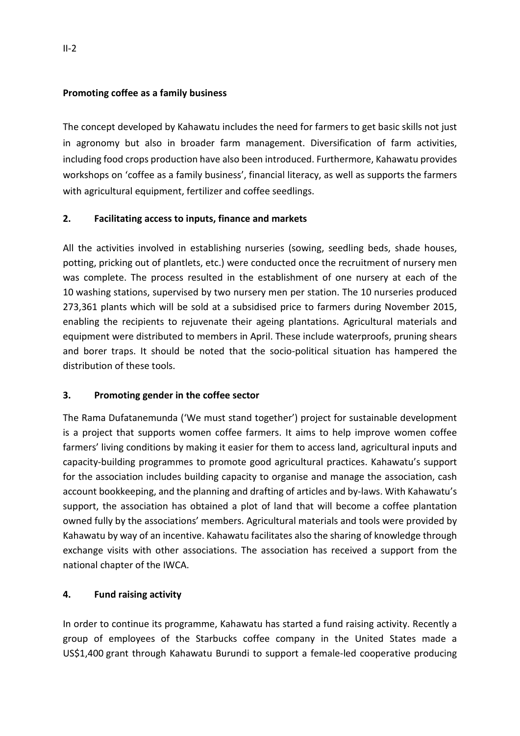**Promoting coffee as a family business**

The concept developed by Kahawatu includes the need for farmers to get basic skills not just in agronomy but also in broader farm management. Diversification of farm activities, including food crops production have also been introduced. Furthermore, Kahawatu provides workshops on 'coffee as a family business', financial literacy, as well as supports the farmers with agricultural equipment, fertilizer and coffee seedlings.

## 2. Facilitating access to inputs, finance and markets

All the activities involved in establishing nurseries (sowing, seedling beds, shade houses, potting, pricking out of plantlets, etc.) were conducted once the recruitment of nursery men was complete. The process resulted in the establishment of one nursery at each of the 10 washing stations, supervised by two nursery men per station. The 10 nurseries produced 273,361 plants which will be sold at a subsidised price to farmers during November 2015, enabling the recipients to rejuvenate their ageing plantations. Agricultural materials and equipment were distributed to members in April. These include waterproofs, pruning shears and borer traps. It should be noted that the socio-political situation has hampered the distribution of these tools.

## 3. Promoting gender in the coffee sector

The Rama Dufatanemunda ('We must stand together') project for sustainable development is a project that supports women coffee farmers. It aims to help improve women coffee farmers' living conditions by making it easier for them to access land, agricultural inputs and capacity-building programmes to promote good agricultural practices. Kahawatu's support for the association includes building capacity to organise and manage the association, cash account bookkeeping, and the planning and drafting of articles and by-laws. With Kahawatu's support, the association has obtained a plot of land that will become a coffee plantation owned fully by the associations' members. Agricultural materials and tools were provided by Kahawatu by way of an incentive. Kahawatu facilitates also the sharing of knowledge through exchange visits with other associations. The association has received a support from the national chapter of the IWCA.

## 4. Fund raising activity

In order to continue its programme, Kahawatu has started a fund raising activity. Recently a group of employees of the Starbucks coffee company in the United States made a US$1,400 grant through Kahawatu Burundi to support a female-led cooperative producing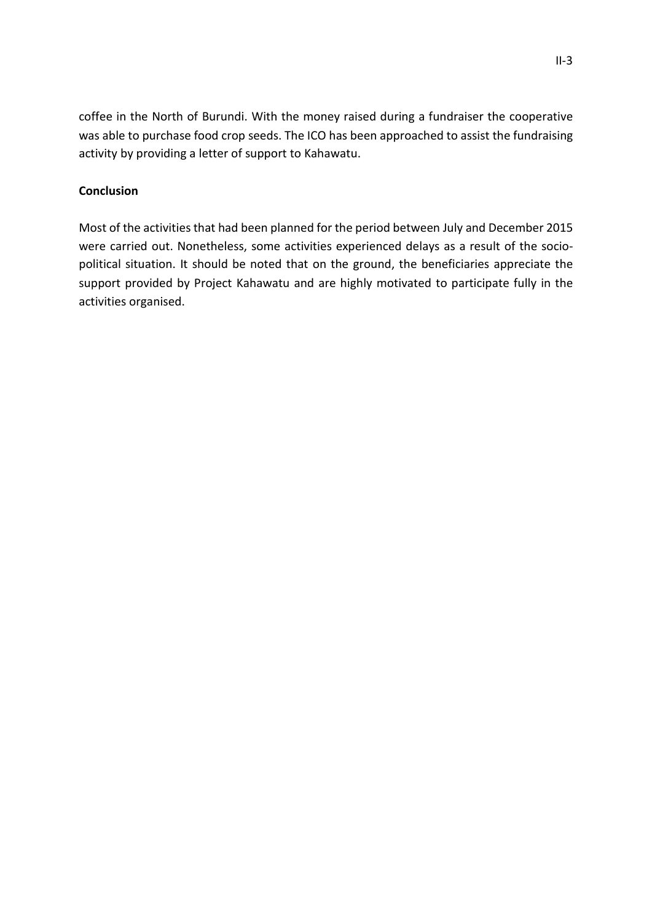coffee in the North of Burundi. With the money raised during a fundraiser the cooperative was able to purchase food crop seeds. The ICO has been approached to assist the fundraising activity by providing a letter of support to Kahawatu.

**Conclusion**

Most of the activities that had been planned for the period between July and December 2015 were carried out. Nonetheless, some activities experienced delays as a result of the socio-political situation. It should be noted that on the ground, the beneficiaries appreciate the support provided by Project Kahawatu and are highly motivated to participate fully in the activities organised.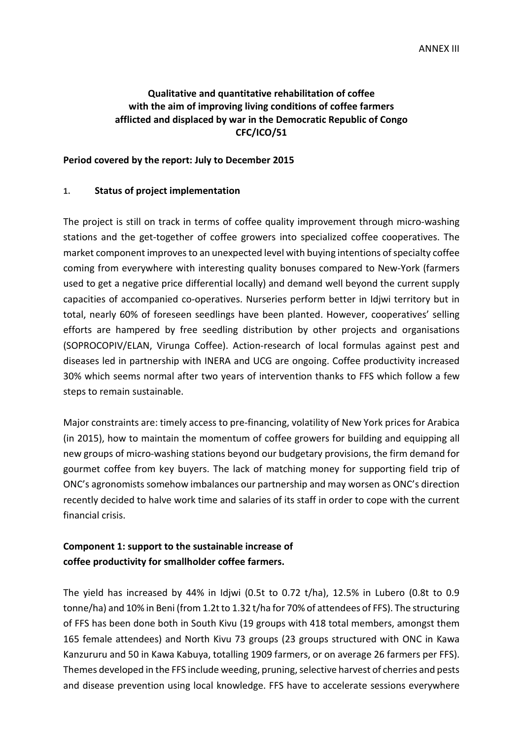ANNEX III

**Qualitative and quantitative rehabilitation of coffee with the aim of improving living conditions of coffee farmers afflicted and displaced by war in the Democratic Republic of Congo CFC/ICO/51**

**Period covered by the report: July to December 2015**

## 1. Status of project implementation

The project is still on track in terms of coffee quality improvement through micro-washing stations and the get-together of coffee growers into specialized coffee cooperatives. The market component improves to an unexpected level with buying intentions of specialty coffee coming from everywhere with interesting quality bonuses compared to New-York (farmers used to get a negative price differential locally) and demand well beyond the current supply capacities of accompanied co-operatives. Nurseries perform better in Idjwi territory but in total, nearly 60% of foreseen seedlings have been planted. However, cooperatives' selling efforts are hampered by free seedling distribution by other projects and organisations (SOPROCOPIV/ELAN, Virunga Coffee). Action-research of local formulas against pest and diseases led in partnership with INERA and UCG are ongoing. Coffee productivity increased 30% which seems normal after two years of intervention thanks to FFS which follow a few steps to remain sustainable.

Major constraints are: timely access to pre-financing, volatility of New York prices for Arabica (in 2015), how to maintain the momentum of coffee growers for building and equipping all new groups of micro-washing stations beyond our budgetary provisions, the firm demand for gourmet coffee from key buyers. The lack of matching money for supporting field trip of ONC's agronomists somehow imbalances our partnership and may worsen as ONC's direction recently decided to halve work time and salaries of its staff in order to cope with the current financial crisis.

### Component 1: support to the sustainable increase of coffee productivity for smallholder coffee farmers.

The yield has increased by 44% in Idjwi (0.5t to 0.72 t/ha), 12.5% in Lubero (0.8t to 0.9 tonne/ha) and 10% in Beni (from 1.2t to 1.32 t/ha for 70% of attendees of FFS). The structuring of FFS has been done both in South Kivu (19 groups with 418 total members, amongst them 165 female attendees) and North Kivu 73 groups (23 groups structured with ONC in Kawa Kanzururu and 50 in Kawa Kabuya, totalling 1909 farmers, or on average 26 farmers per FFS). Themes developed in the FFS include weeding, pruning, selective harvest of cherries and pests and disease prevention using local knowledge. FFS have to accelerate sessions everywhere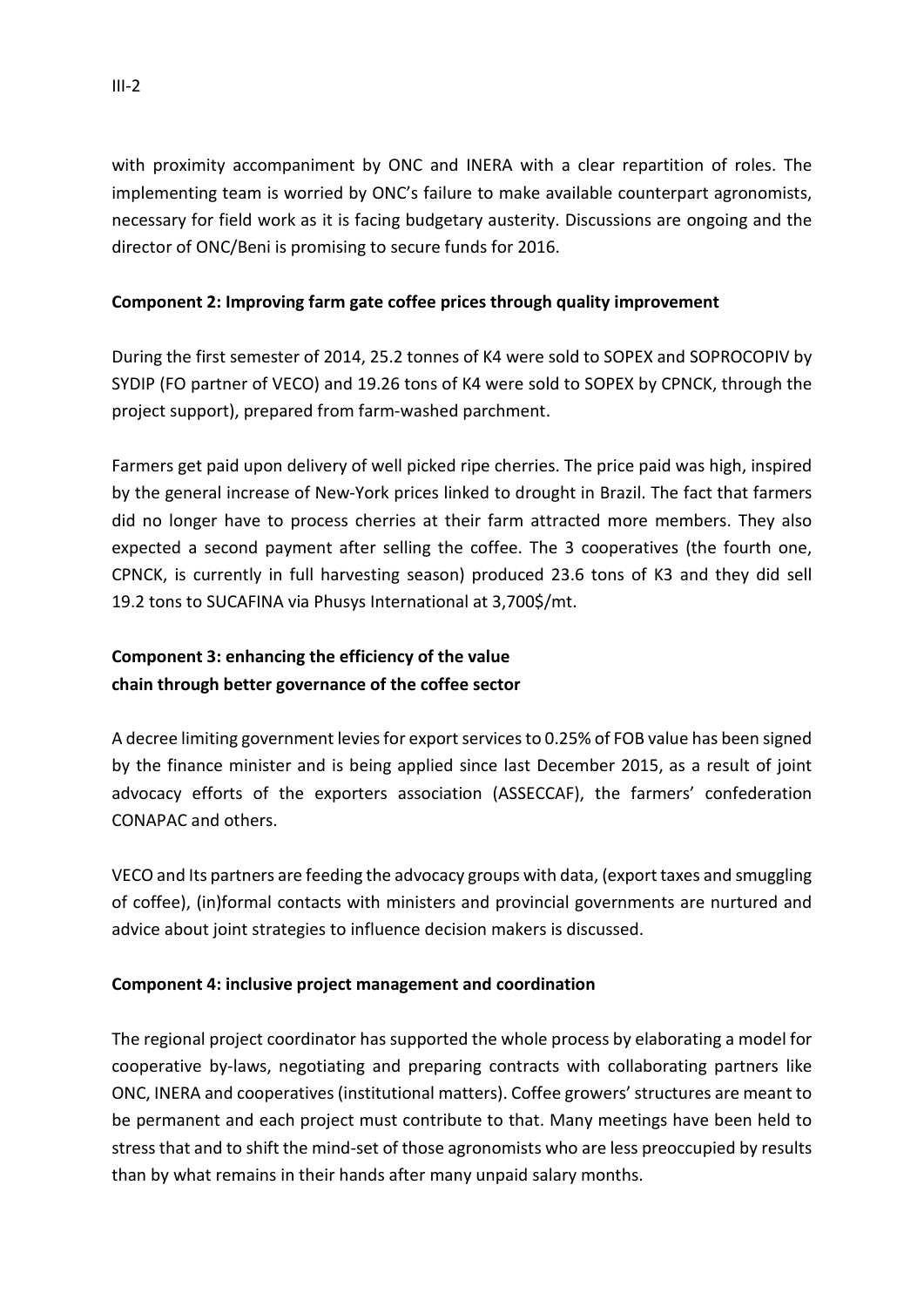with proximity accompaniment by ONC and INERA with a clear repartition of roles. The implementing team is worried by ONC's failure to make available counterpart agronomists, necessary for field work as it is facing budgetary austerity. Discussions are ongoing and the director of ONC/Beni is promising to secure funds for 2016.

**Component 2: Improving farm gate coffee prices through quality improvement**

During the first semester of 2014, 25.2 tonnes of K4 were sold to SOPEX and SOPROCOPIV by SYDIP (FO partner of VECO) and 19.26 tons of K4 were sold to SOPEX by CPNCK, through the project support), prepared from farm-washed parchment.

Farmers get paid upon delivery of well picked ripe cherries. The price paid was high, inspired by the general increase of New-York prices linked to drought in Brazil. The fact that farmers did no longer have to process cherries at their farm attracted more members. They also expected a second payment after selling the coffee. The 3 cooperatives (the fourth one, CPNCK, is currently in full harvesting season) produced 23.6 tons of K3 and they did sell 19.2 tons to SUCAFINA via Phusys International at 3,700$/mt.

**Component 3: enhancing the efficiency of the value chain through better governance of the coffee sector**

A decree limiting government levies for export services to 0.25% of FOB value has been signed by the finance minister and is being applied since last December 2015, as a result of joint advocacy efforts of the exporters association (ASSECCAF), the farmers' confederation CONAPAC and others.

VECO and Its partners are feeding the advocacy groups with data, (export taxes and smuggling of coffee), (in)formal contacts with ministers and provincial governments are nurtured and advice about joint strategies to influence decision makers is discussed.

**Component 4: inclusive project management and coordination**

The regional project coordinator has supported the whole process by elaborating a model for cooperative by-laws, negotiating and preparing contracts with collaborating partners like ONC, INERA and cooperatives (institutional matters). Coffee growers' structures are meant to be permanent and each project must contribute to that. Many meetings have been held to stress that and to shift the mind-set of those agronomists who are less preoccupied by results than by what remains in their hands after many unpaid salary months.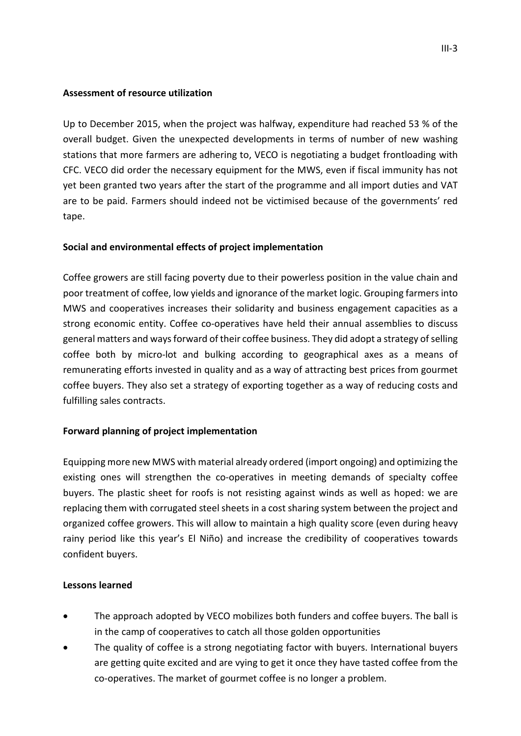**Assessment of resource utilization**

Up to December 2015, when the project was halfway, expenditure had reached 53 % of the overall budget. Given the unexpected developments in terms of number of new washing stations that more farmers are adhering to, VECO is negotiating a budget frontloading with CFC. VECO did order the necessary equipment for the MWS, even if fiscal immunity has not yet been granted two years after the start of the programme and all import duties and VAT are to be paid. Farmers should indeed not be victimised because of the governments' red tape.

**Social and environmental effects of project implementation**

Coffee growers are still facing poverty due to their powerless position in the value chain and poor treatment of coffee, low yields and ignorance of the market logic. Grouping farmers into MWS and cooperatives increases their solidarity and business engagement capacities as a strong economic entity. Coffee co-operatives have held their annual assemblies to discuss general matters and ways forward of their coffee business. They did adopt a strategy of selling coffee both by micro-lot and bulking according to geographical axes as a means of remunerating efforts invested in quality and as a way of attracting best prices from gourmet coffee buyers. They also set a strategy of exporting together as a way of reducing costs and fulfilling sales contracts.

**Forward planning of project implementation**

Equipping more new MWS with material already ordered (import ongoing) and optimizing the existing ones will strengthen the co-operatives in meeting demands of specialty coffee buyers. The plastic sheet for roofs is not resisting against winds as well as hoped: we are replacing them with corrugated steel sheets in a cost sharing system between the project and organized coffee growers. This will allow to maintain a high quality score (even during heavy rainy period like this year's El Niño) and increase the credibility of cooperatives towards confident buyers.

**Lessons learned**

- The approach adopted by VECO mobilizes both funders and coffee buyers. The ball is in the camp of cooperatives to catch all those golden opportunities
- The quality of coffee is a strong negotiating factor with buyers. International buyers are getting quite excited and are vying to get it once they have tasted coffee from the co-operatives. The market of gourmet coffee is no longer a problem.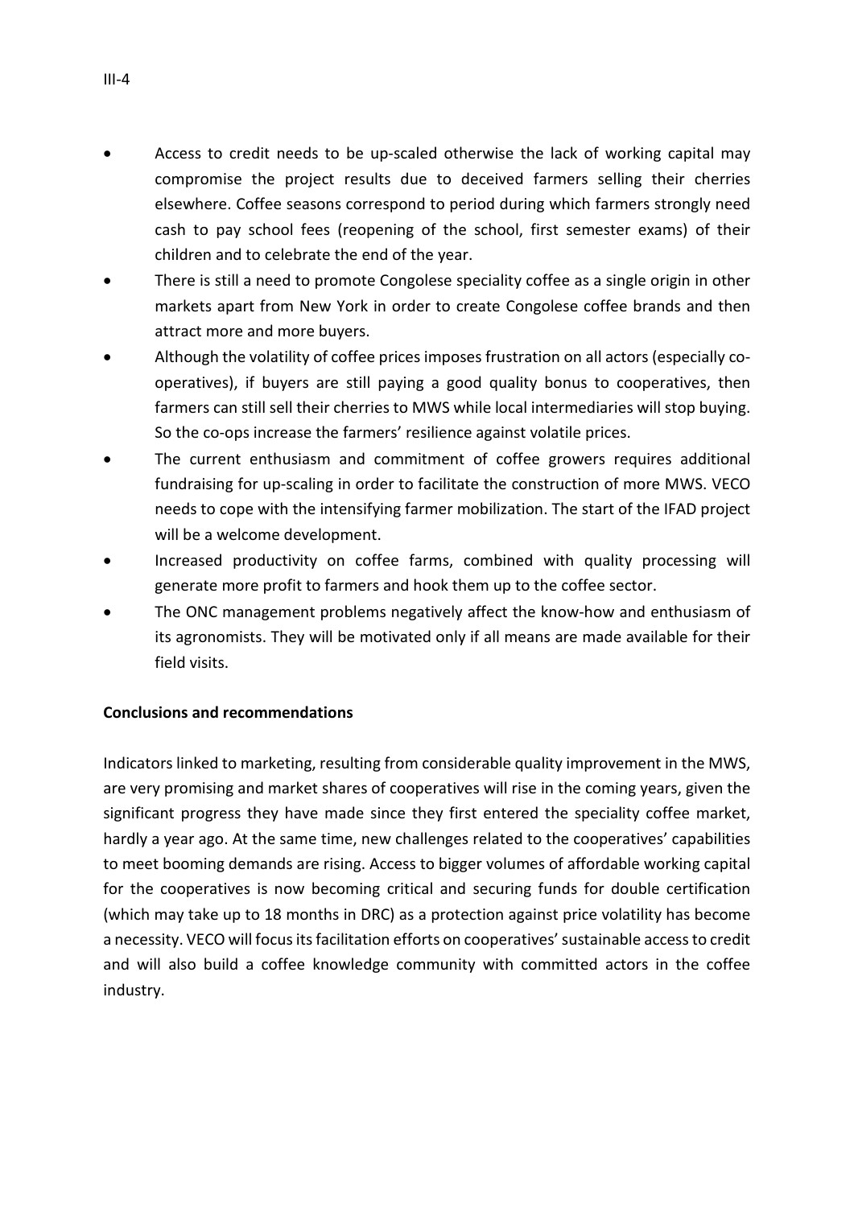- Access to credit needs to be up-scaled otherwise the lack of working capital may compromise the project results due to deceived farmers selling their cherries elsewhere. Coffee seasons correspond to period during which farmers strongly need cash to pay school fees (reopening of the school, first semester exams) of their children and to celebrate the end of the year.
- There is still a need to promote Congolese speciality coffee as a single origin in other markets apart from New York in order to create Congolese coffee brands and then attract more and more buyers.
- Although the volatility of coffee prices imposes frustration on all actors (especially co-operatives), if buyers are still paying a good quality bonus to cooperatives, then farmers can still sell their cherries to MWS while local intermediaries will stop buying. So the co-ops increase the farmers' resilience against volatile prices.
- The current enthusiasm and commitment of coffee growers requires additional fundraising for up-scaling in order to facilitate the construction of more MWS. VECO needs to cope with the intensifying farmer mobilization. The start of the IFAD project will be a welcome development.
- Increased productivity on coffee farms, combined with quality processing will generate more profit to farmers and hook them up to the coffee sector.
- The ONC management problems negatively affect the know-how and enthusiasm of its agronomists. They will be motivated only if all means are made available for their field visits.

**Conclusions and recommendations**

Indicators linked to marketing, resulting from considerable quality improvement in the MWS, are very promising and market shares of cooperatives will rise in the coming years, given the significant progress they have made since they first entered the speciality coffee market, hardly a year ago. At the same time, new challenges related to the cooperatives' capabilities to meet booming demands are rising. Access to bigger volumes of affordable working capital for the cooperatives is now becoming critical and securing funds for double certification (which may take up to 18 months in DRC) as a protection against price volatility has become a necessity. VECO will focus its facilitation efforts on cooperatives' sustainable access to credit and will also build a coffee knowledge community with committed actors in the coffee industry.